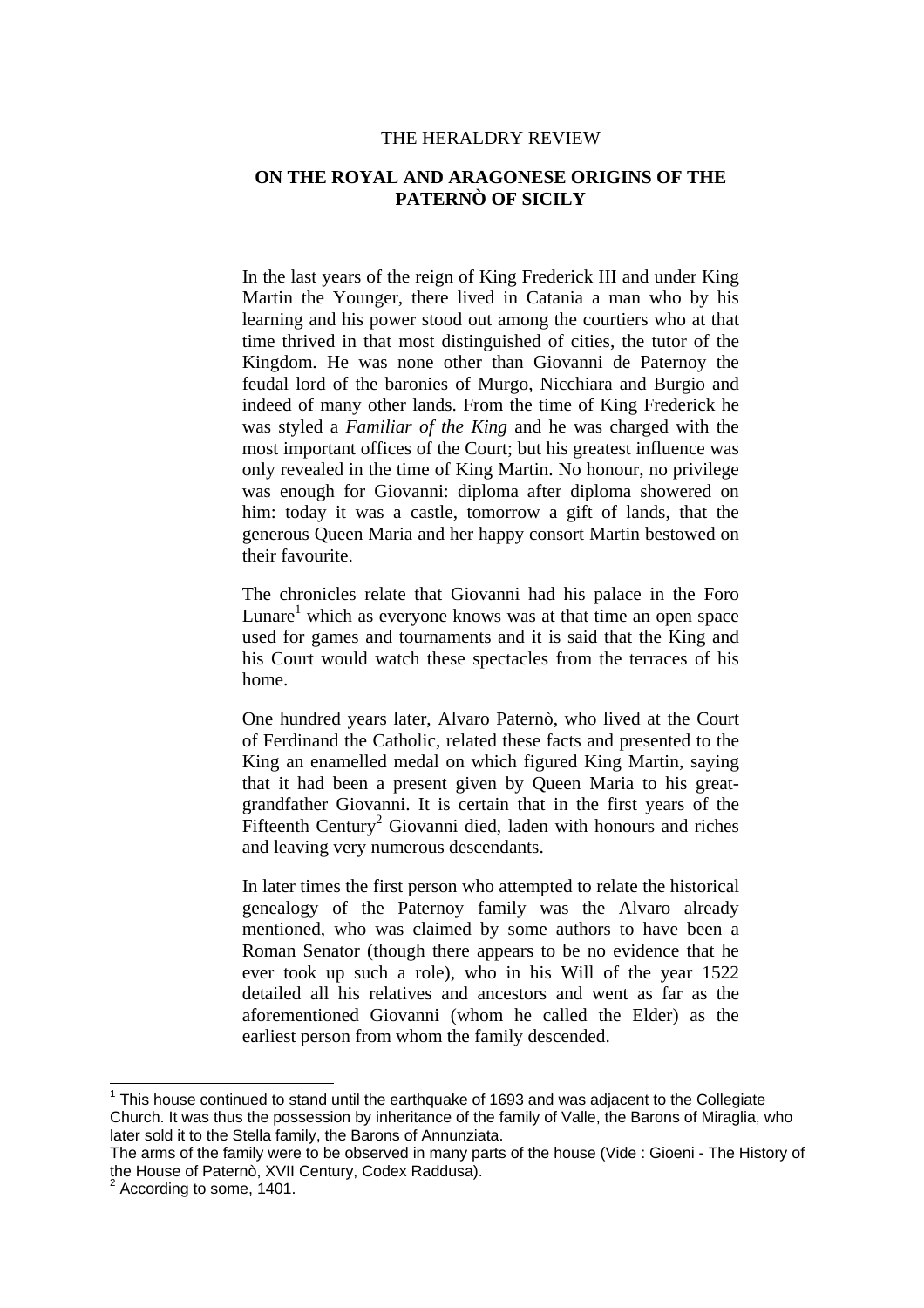THE HERALDRY REVIEW

# ON THE ROYAL AND ARAGONESE ORIGINS OF THE PATERNÒ OF SICILY

In the last years of the reign of King Frederick III and under King Martin the Younger, there lived in Catania a man who by his learning and his power stood out among the courtiers who at that time thrived in that most distinguished of cities, the tutor of the Kingdom. He was none other than Giovanni de Paternoy the feudal lord of the baronies of Murgo, Nicchiara and Burgio and indeed of many other lands. From the time of King Frederick he was styled a *Familiar of the King* and he was charged with the most important offices of the Court; but his greatest influence was only revealed in the time of King Martin. No honour, no privilege was enough for Giovanni: diploma after diploma showered on him: today it was a castle, tomorrow a gift of lands, that the generous Queen Maria and her happy consort Martin bestowed on their favourite.

The chronicles relate that Giovanni had his palace in the Foro Lunare[1] which as everyone knows was at that time an open space used for games and tournaments and it is said that the King and his Court would watch these spectacles from the terraces of his home.

One hundred years later, Alvaro Paternò, who lived at the Court of Ferdinand the Catholic, related these facts and presented to the King an enamelled medal on which figured King Martin, saying that it had been a present given by Queen Maria to his great-grandfather Giovanni. It is certain that in the first years of the Fifteenth Century[2] Giovanni died, laden with honours and riches and leaving very numerous descendants.

In later times the first person who attempted to relate the historical genealogy of the Paternoy family was the Alvaro already mentioned, who was claimed by some authors to have been a Roman Senator (though there appears to be no evidence that he ever took up such a role), who in his Will of the year 1522 detailed all his relatives and ancestors and went as far as the aforementioned Giovanni (whom he called the Elder) as the earliest person from whom the family descended.

---

[1] This house continued to stand until the earthquake of 1693 and was adjacent to the Collegiate Church. It was thus the possession by inheritance of the family of Valle, the Barons of Miraglia, who later sold it to the Stella family, the Barons of Annunziata.
The arms of the family were to be observed in many parts of the house (Vide : Gioeni - The History of the House of Paternò, XVII Century, Codex Raddusa).

[2] According to some, 1401.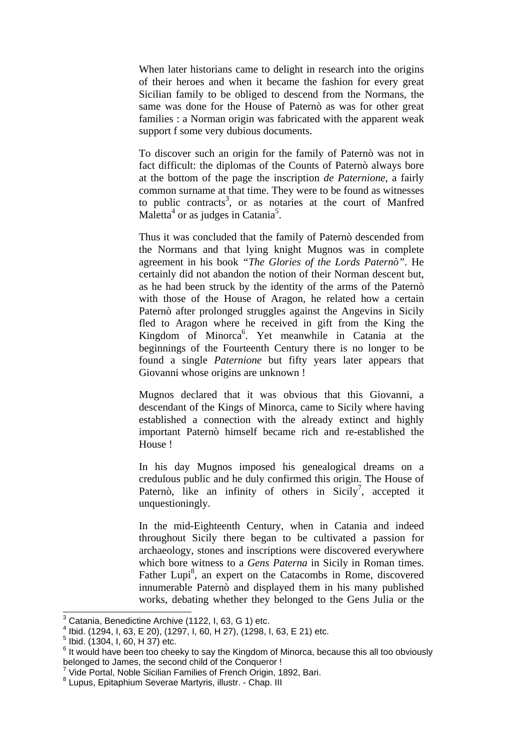When later historians came to delight in research into the origins of their heroes and when it became the fashion for every great Sicilian family to be obliged to descend from the Normans, the same was done for the House of Paternò as was for other great families : a Norman origin was fabricated with the apparent weak support f some very dubious documents.

To discover such an origin for the family of Paternò was not in fact difficult: the diplomas of the Counts of Paternò always bore at the bottom of the page the inscription *de Paternione*, a fairly common surname at that time. They were to be found as witnesses to public contracts[3], or as notaries at the court of Manfred Maletta[4] or as judges in Catania[5].

Thus it was concluded that the family of Paternò descended from the Normans and that lying knight Mugnos was in complete agreement in his book *"The Glories of the Lords Paternò"*. He certainly did not abandon the notion of their Norman descent but, as he had been struck by the identity of the arms of the Paternò with those of the House of Aragon, he related how a certain Paternò after prolonged struggles against the Angevins in Sicily fled to Aragon where he received in gift from the King the Kingdom of Minorca[6]. Yet meanwhile in Catania at the beginnings of the Fourteenth Century there is no longer to be found a single *Paternione* but fifty years later appears that Giovanni whose origins are unknown !

Mugnos declared that it was obvious that this Giovanni, a descendant of the Kings of Minorca, came to Sicily where having established a connection with the already extinct and highly important Paternò himself became rich and re-established the House !

In his day Mugnos imposed his genealogical dreams on a credulous public and he duly confirmed this origin. The House of Paternò, like an infinity of others in Sicily[7], accepted it unquestioningly.

In the mid-Eighteenth Century, when in Catania and indeed throughout Sicily there began to be cultivated a passion for archaeology, stones and inscriptions were discovered everywhere which bore witness to a *Gens Paterna* in Sicily in Roman times. Father Lupi[8], an expert on the Catacombs in Rome, discovered innumerable Paternò and displayed them in his many published works, debating whether they belonged to the Gens Julia or the

---

[3] Catania, Benedictine Archive (1122, I, 63, G 1) etc.

[4] Ibid. (1294, I, 63, E 20), (1297, I, 60, H 27), (1298, I, 63, E 21) etc.

[5] Ibid. (1304, I, 60, H 37) etc.

[6] It would have been too cheeky to say the Kingdom of Minorca, because this all too obviously belonged to James, the second child of the Conqueror !

[7] Vide Portal, Noble Sicilian Families of French Origin, 1892, Bari.

[8] Lupus, Epitaphium Severae Martyris, illustr. - Chap. III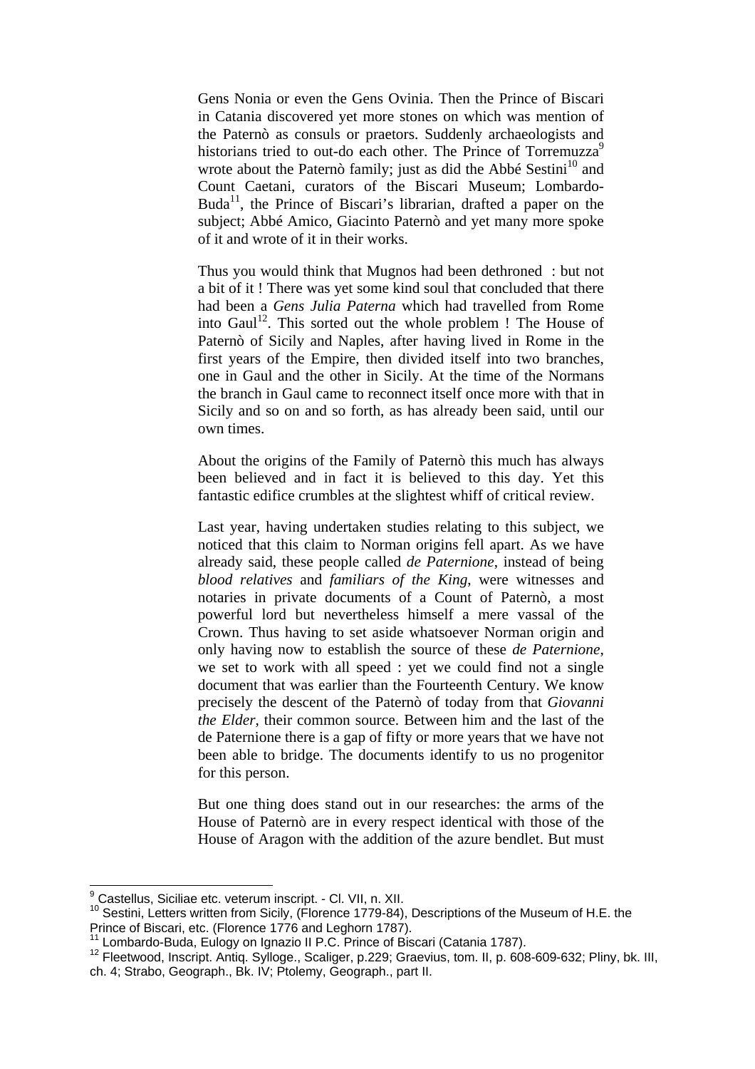Gens Nonia or even the Gens Ovinia. Then the Prince of Biscari in Catania discovered yet more stones on which was mention of the Paternò as consuls or praetors. Suddenly archaeologists and historians tried to out-do each other. The Prince of Torremuzza[9] wrote about the Paternò family; just as did the Abbé Sestini[10] and Count Caetani, curators of the Biscari Museum; Lombardo-Buda[11], the Prince of Biscari's librarian, drafted a paper on the subject; Abbé Amico, Giacinto Paternò and yet many more spoke of it and wrote of it in their works.

Thus you would think that Mugnos had been dethroned : but not a bit of it ! There was yet some kind soul that concluded that there had been a *Gens Julia Paterna* which had travelled from Rome into Gaul[12]. This sorted out the whole problem ! The House of Paternò of Sicily and Naples, after having lived in Rome in the first years of the Empire, then divided itself into two branches, one in Gaul and the other in Sicily. At the time of the Normans the branch in Gaul came to reconnect itself once more with that in Sicily and so on and so forth, as has already been said, until our own times.

About the origins of the Family of Paternò this much has always been believed and in fact it is believed to this day. Yet this fantastic edifice crumbles at the slightest whiff of critical review.

Last year, having undertaken studies relating to this subject, we noticed that this claim to Norman origins fell apart. As we have already said, these people called *de Paternione*, instead of being *blood relatives* and *familiars of the King*, were witnesses and notaries in private documents of a Count of Paternò, a most powerful lord but nevertheless himself a mere vassal of the Crown. Thus having to set aside whatsoever Norman origin and only having now to establish the source of these *de Paternione*, we set to work with all speed : yet we could find not a single document that was earlier than the Fourteenth Century. We know precisely the descent of the Paternò of today from that *Giovanni the Elder*, their common source. Between him and the last of the de Paternione there is a gap of fifty or more years that we have not been able to bridge. The documents identify to us no progenitor for this person.

But one thing does stand out in our researches: the arms of the House of Paternò are in every respect identical with those of the House of Aragon with the addition of the azure bendlet. But must

---

[9] Castellus, Siciliae etc. veterum inscript. - Cl. VII, n. XII.

[10] Sestini, Letters written from Sicily, (Florence 1779-84), Descriptions of the Museum of H.E. the Prince of Biscari, etc. (Florence 1776 and Leghorn 1787).

[11] Lombardo-Buda, Eulogy on Ignazio II P.C. Prince of Biscari (Catania 1787).

[12] Fleetwood, Inscript. Antiq. Sylloge., Scaliger, p.229; Graevius, tom. II, p. 608-609-632; Pliny, bk. III, ch. 4; Strabo, Geograph., Bk. IV; Ptolemy, Geograph., part II.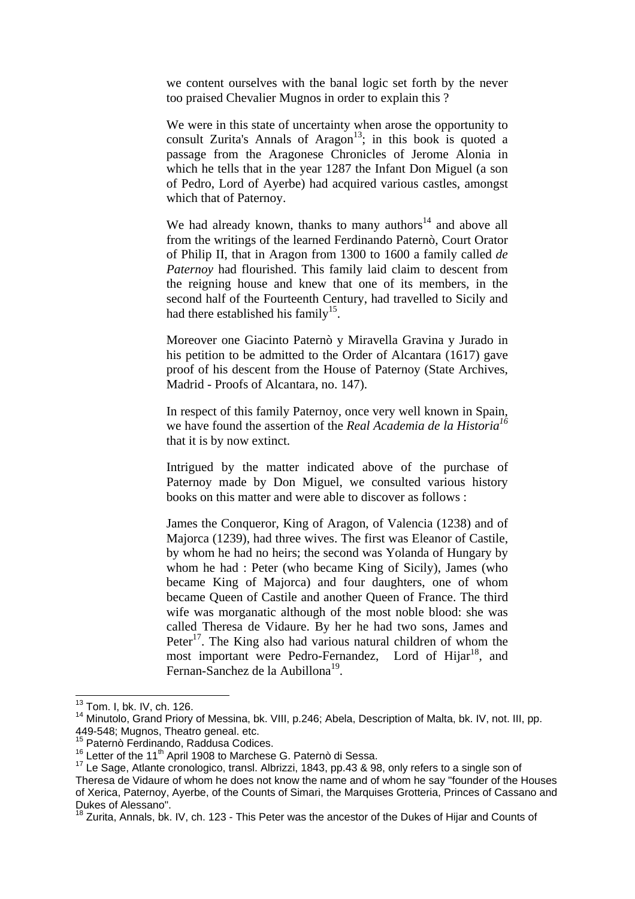we content ourselves with the banal logic set forth by the never too praised Chevalier Mugnos in order to explain this ?

We were in this state of uncertainty when arose the opportunity to consult Zurita's Annals of Aragon[13]; in this book is quoted a passage from the Aragonese Chronicles of Jerome Alonia in which he tells that in the year 1287 the Infant Don Miguel (a son of Pedro, Lord of Ayerbe) had acquired various castles, amongst which that of Paternoy.

We had already known, thanks to many authors[14] and above all from the writings of the learned Ferdinando Paternò, Court Orator of Philip II, that in Aragon from 1300 to 1600 a family called *de Paternoy* had flourished. This family laid claim to descent from the reigning house and knew that one of its members, in the second half of the Fourteenth Century, had travelled to Sicily and had there established his family[15].

Moreover one Giacinto Paternò y Miravella Gravina y Jurado in his petition to be admitted to the Order of Alcantara (1617) gave proof of his descent from the House of Paternoy (State Archives, Madrid - Proofs of Alcantara, no. 147).

In respect of this family Paternoy, once very well known in Spain, we have found the assertion of the *Real Academia de la Historia*[16] that it is by now extinct.

Intrigued by the matter indicated above of the purchase of Paternoy made by Don Miguel, we consulted various history books on this matter and were able to discover as follows :

James the Conqueror, King of Aragon, of Valencia (1238) and of Majorca (1239), had three wives. The first was Eleanor of Castile, by whom he had no heirs; the second was Yolanda of Hungary by whom he had : Peter (who became King of Sicily), James (who became King of Majorca) and four daughters, one of whom became Queen of Castile and another Queen of France. The third wife was morganatic although of the most noble blood: she was called Theresa de Vidaure. By her he had two sons, James and Peter[17]. The King also had various natural children of whom the most important were Pedro-Fernandez, Lord of Hijar[18], and Fernan-Sanchez de la Aubillona[19].

---

[13] Tom. I, bk. IV, ch. 126.

[14] Minutolo, Grand Priory of Messina, bk. VIII, p.246; Abela, Description of Malta, bk. IV, not. III, pp. 449-548; Mugnos, Theatro geneal. etc.

[15] Paternò Ferdinando, Raddusa Codices.

[16] Letter of the 11th April 1908 to Marchese G. Paternò di Sessa.

[17] Le Sage, Atlante cronologico, transl. Albrizzi, 1843, pp.43 & 98, only refers to a single son of Theresa de Vidaure of whom he does not know the name and of whom he say "founder of the Houses of Xerica, Paternoy, Ayerbe, of the Counts of Simari, the Marquises Grotteria, Princes of Cassano and Dukes of Alessano".

[18] Zurita, Annals, bk. IV, ch. 123 - This Peter was the ancestor of the Dukes of Hijar and Counts of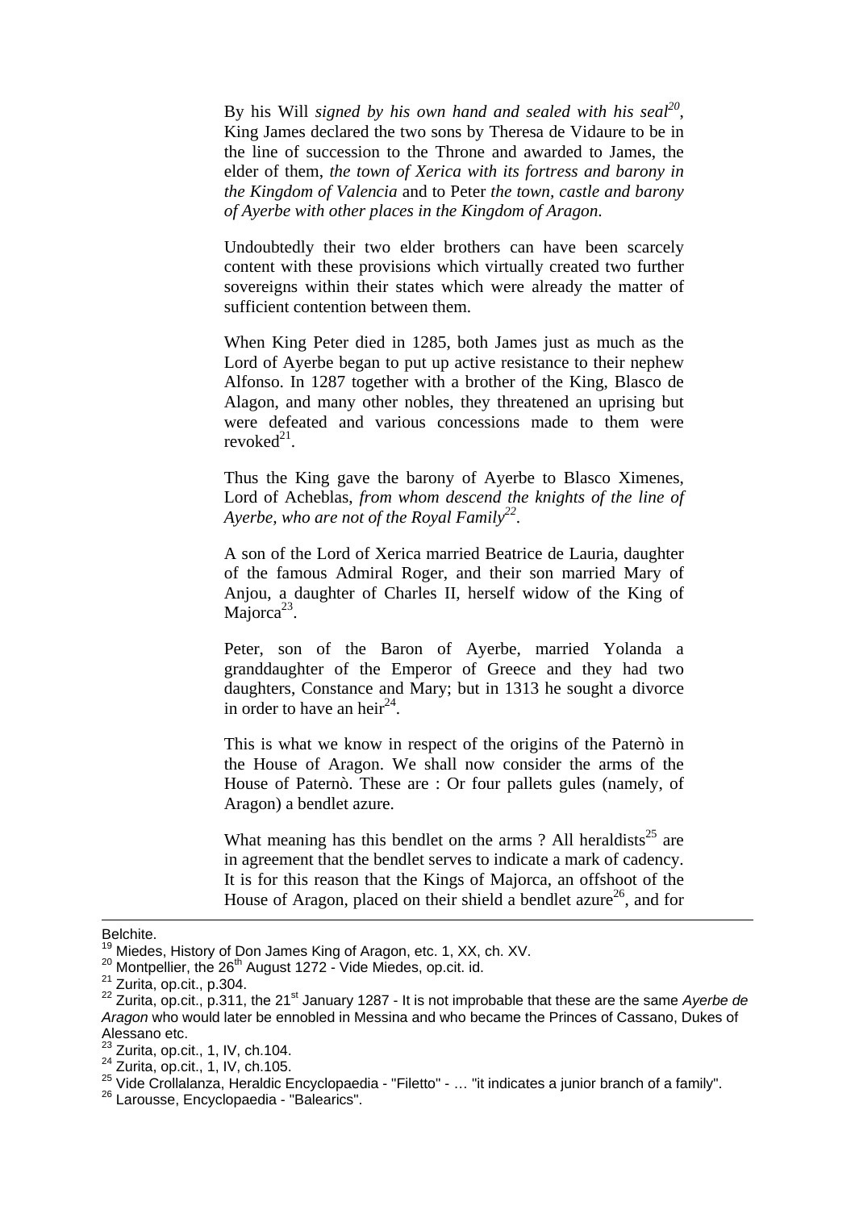By his Will *signed by his own hand and sealed with his seal*[20], King James declared the two sons by Theresa de Vidaure to be in the line of succession to the Throne and awarded to James, the elder of them, *the town of Xerica with its fortress and barony in the Kingdom of Valencia* and to Peter *the town, castle and barony of Ayerbe with other places in the Kingdom of Aragon*.

Undoubtedly their two elder brothers can have been scarcely content with these provisions which virtually created two further sovereigns within their states which were already the matter of sufficient contention between them.

When King Peter died in 1285, both James just as much as the Lord of Ayerbe began to put up active resistance to their nephew Alfonso. In 1287 together with a brother of the King, Blasco de Alagon, and many other nobles, they threatened an uprising but were defeated and various concessions made to them were revoked[21].

Thus the King gave the barony of Ayerbe to Blasco Ximenes, Lord of Acheblas, *from whom descend the knights of the line of Ayerbe, who are not of the Royal Family*[22].

A son of the Lord of Xerica married Beatrice de Lauria, daughter of the famous Admiral Roger, and their son married Mary of Anjou, a daughter of Charles II, herself widow of the King of Majorca[23].

Peter, son of the Baron of Ayerbe, married Yolanda a granddaughter of the Emperor of Greece and they had two daughters, Constance and Mary; but in 1313 he sought a divorce in order to have an heir[24].

This is what we know in respect of the origins of the Paternò in the House of Aragon. We shall now consider the arms of the House of Paternò. These are : Or four pallets gules (namely, of Aragon) a bendlet azure.

What meaning has this bendlet on the arms ? All heraldists[25] are in agreement that the bendlet serves to indicate a mark of cadency. It is for this reason that the Kings of Majorca, an offshoot of the House of Aragon, placed on their shield a bendlet azure[26], and for

---

Belchite.

[19] Miedes, History of Don James King of Aragon, etc. 1, XX, ch. XV.

[20] Montpellier, the 26th August 1272 - Vide Miedes, op.cit. id.

[21] Zurita, op.cit., p.304.

[22] Zurita, op.cit., p.311, the 21st January 1287 - It is not improbable that these are the same *Ayerbe de Aragon* who would later be ennobled in Messina and who became the Princes of Cassano, Dukes of Alessano etc.

[23] Zurita, op.cit., 1, IV, ch.104.

[24] Zurita, op.cit., 1, IV, ch.105.

[25] Vide Crollalanza, Heraldic Encyclopaedia - "Filetto" - … "it indicates a junior branch of a family".

[26] Larousse, Encyclopaedia - "Balearics".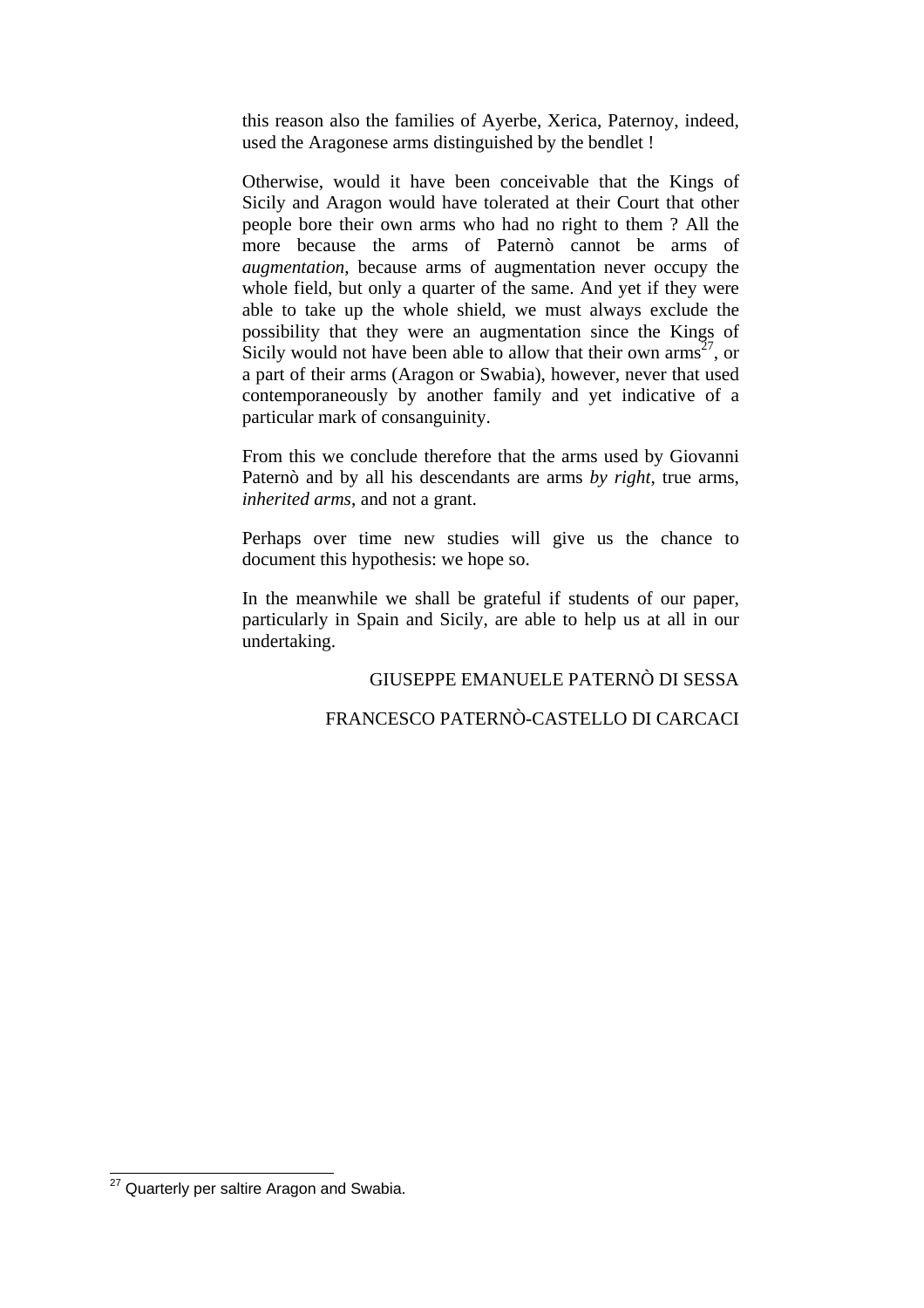this reason also the families of Ayerbe, Xerica, Paternoy, indeed, used the Aragonese arms distinguished by the bendlet !

Otherwise, would it have been conceivable that the Kings of Sicily and Aragon would have tolerated at their Court that other people bore their own arms who had no right to them ? All the more because the arms of Paternò cannot be arms of *augmentation*, because arms of augmentation never occupy the whole field, but only a quarter of the same. And yet if they were able to take up the whole shield, we must always exclude the possibility that they were an augmentation since the Kings of Sicily would not have been able to allow that their own arms[27], or a part of their arms (Aragon or Swabia), however, never that used contemporaneously by another family and yet indicative of a particular mark of consanguinity.

From this we conclude therefore that the arms used by Giovanni Paternò and by all his descendants are arms *by right*, true arms, *inherited arms*, and not a grant.

Perhaps over time new studies will give us the chance to document this hypothesis: we hope so.

In the meanwhile we shall be grateful if students of our paper, particularly in Spain and Sicily, are able to help us at all in our undertaking.

GIUSEPPE EMANUELE PATERNÒ DI SESSA

FRANCESCO PATERNÒ-CASTELLO DI CARCACI

---

[27] Quarterly per saltire Aragon and Swabia.